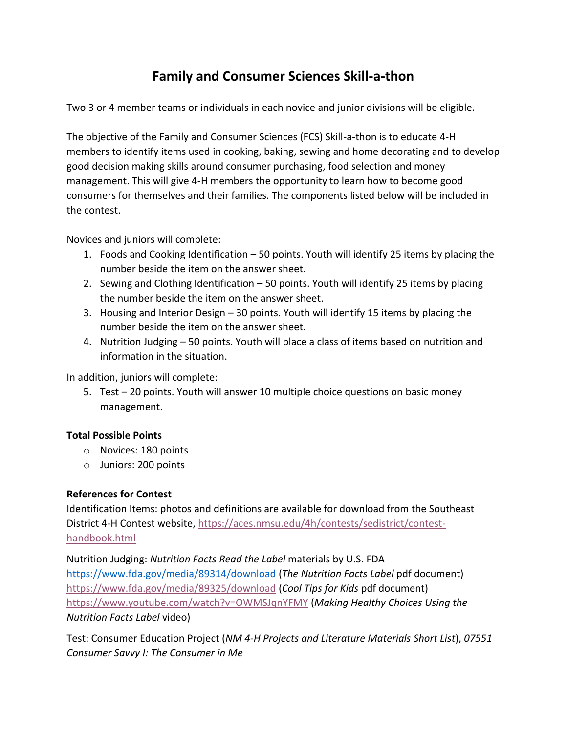# Family and Consumer Sciences Skill-a-thon

Two 3 or 4 member teams or individuals in each novice and junior divisions will be eligible.

The objective of the Family and Consumer Sciences (FCS) Skill-a-thon is to educate 4-H members to identify items used in cooking, baking, sewing and home decorating and to develop good decision making skills around consumer purchasing, food selection and money management. This will give 4-H members the opportunity to learn how to become good consumers for themselves and their families. The components listed below will be included in the contest.

Novices and juniors will complete:

1. Foods and Cooking Identification – 50 points. Youth will identify 25 items by placing the number beside the item on the answer sheet.
2. Sewing and Clothing Identification – 50 points. Youth will identify 25 items by placing the number beside the item on the answer sheet.
3. Housing and Interior Design – 30 points. Youth will identify 15 items by placing the number beside the item on the answer sheet.
4. Nutrition Judging – 50 points. Youth will place a class of items based on nutrition and information in the situation.

In addition, juniors will complete:

5. Test – 20 points. Youth will answer 10 multiple choice questions on basic money management.

**Total Possible Points**

- Novices: 180 points
- Juniors: 200 points

**References for Contest**

Identification Items: photos and definitions are available for download from the Southeast District 4-H Contest website, https://aces.nmsu.edu/4h/contests/sedistrict/contest-handbook.html

Nutrition Judging: *Nutrition Facts Read the Label* materials by U.S. FDA
https://www.fda.gov/media/89314/download (*The Nutrition Facts Label* pdf document)
https://www.fda.gov/media/89325/download (*Cool Tips for Kids* pdf document)
https://www.youtube.com/watch?v=OWMSJqnYFMY (*Making Healthy Choices Using the Nutrition Facts Label* video)

Test: Consumer Education Project (*NM 4-H Projects and Literature Materials Short List*), *07551 Consumer Savvy I: The Consumer in Me*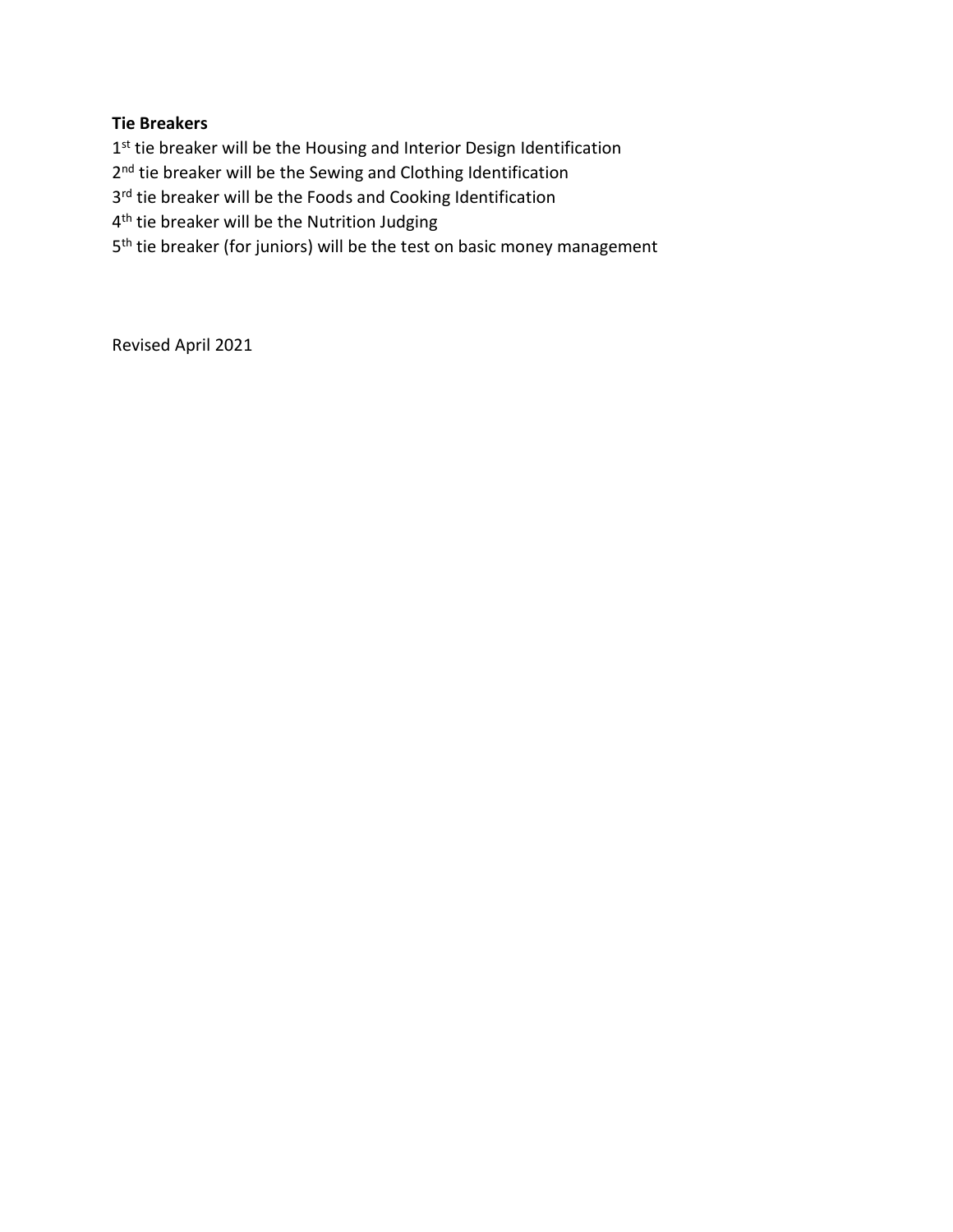**Tie Breakers**

1st tie breaker will be the Housing and Interior Design Identification
2nd tie breaker will be the Sewing and Clothing Identification
3rd tie breaker will be the Foods and Cooking Identification
4th tie breaker will be the Nutrition Judging
5th tie breaker (for juniors) will be the test on basic money management

Revised April 2021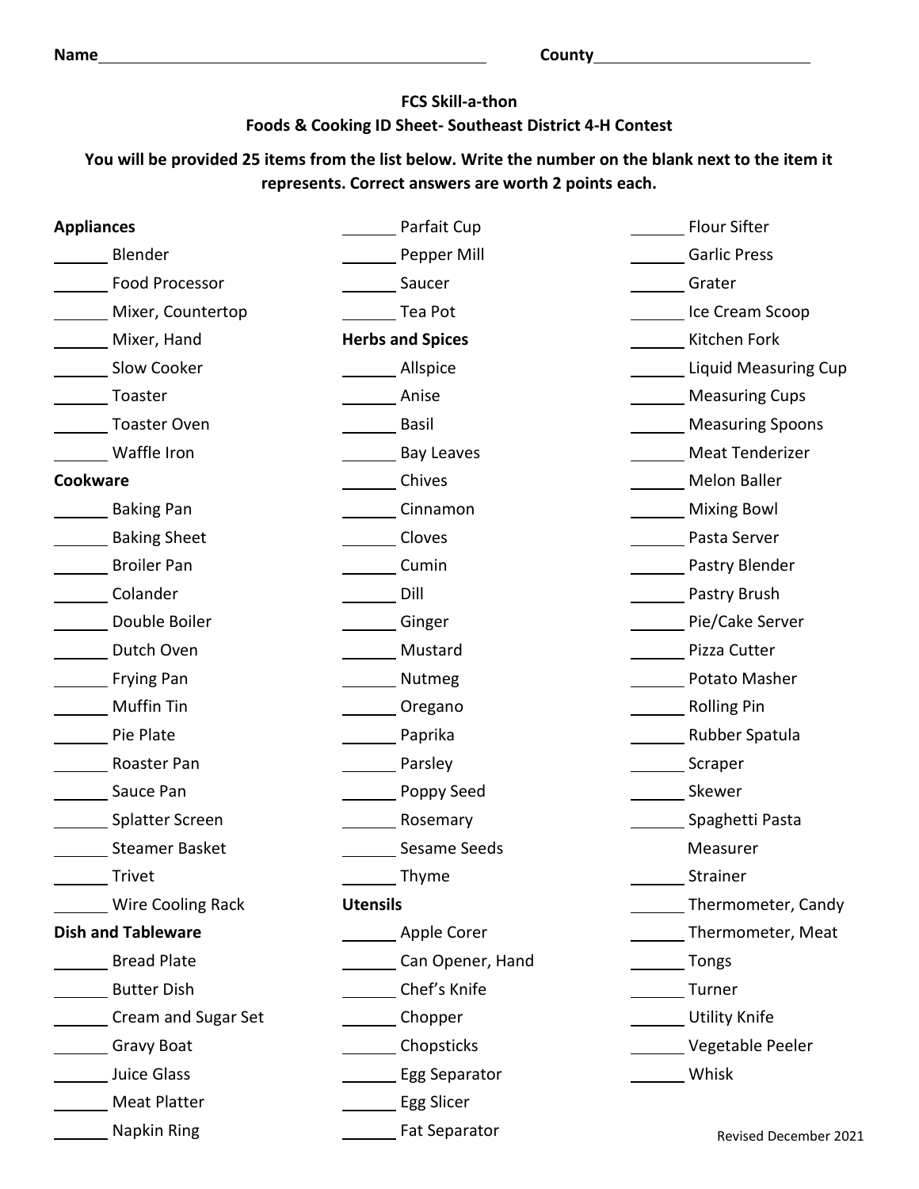Name______________________________ County____________________

**FCS Skill-a-thon**
**Foods & Cooking ID Sheet- Southeast District 4-H Contest**

**You will be provided 25 items from the list below. Write the number on the blank next to the item it represents. Correct answers are worth 2 points each.**

**Appliances**

______ Blender
______ Food Processor
______ Mixer, Countertop
______ Mixer, Hand
______ Slow Cooker
______ Toaster
______ Toaster Oven
______ Waffle Iron

**Cookware**

______ Baking Pan
______ Baking Sheet
______ Broiler Pan
______ Colander
______ Double Boiler
______ Dutch Oven
______ Frying Pan
______ Muffin Tin
______ Pie Plate
______ Roaster Pan
______ Sauce Pan
______ Splatter Screen
______ Steamer Basket
______ Trivet
______ Wire Cooling Rack

**Dish and Tableware**

______ Bread Plate
______ Butter Dish
______ Cream and Sugar Set
______ Gravy Boat
______ Juice Glass
______ Meat Platter
______ Napkin Ring
______ Parfait Cup
______ Pepper Mill
______ Saucer
______ Tea Pot

**Herbs and Spices**

______ Allspice
______ Anise
______ Basil
______ Bay Leaves
______ Chives
______ Cinnamon
______ Cloves
______ Cumin
______ Dill
______ Ginger
______ Mustard
______ Nutmeg
______ Oregano
______ Paprika
______ Parsley
______ Poppy Seed
______ Rosemary
______ Sesame Seeds
______ Thyme

**Utensils**

______ Apple Corer
______ Can Opener, Hand
______ Chef's Knife
______ Chopper
______ Chopsticks
______ Egg Separator
______ Egg Slicer
______ Fat Separator
______ Flour Sifter
______ Garlic Press
______ Grater
______ Ice Cream Scoop
______ Kitchen Fork
______ Liquid Measuring Cup
______ Measuring Cups
______ Measuring Spoons
______ Meat Tenderizer
______ Melon Baller
______ Mixing Bowl
______ Pasta Server
______ Pastry Blender
______ Pastry Brush
______ Pie/Cake Server
______ Pizza Cutter
______ Potato Masher
______ Rolling Pin
______ Rubber Spatula
______ Scraper
______ Skewer
______ Spaghetti Pasta Measurer
______ Strainer
______ Thermometer, Candy
______ Thermometer, Meat
______ Tongs
______ Turner
______ Utility Knife
______ Vegetable Peeler
______ Whisk

Revised December 2021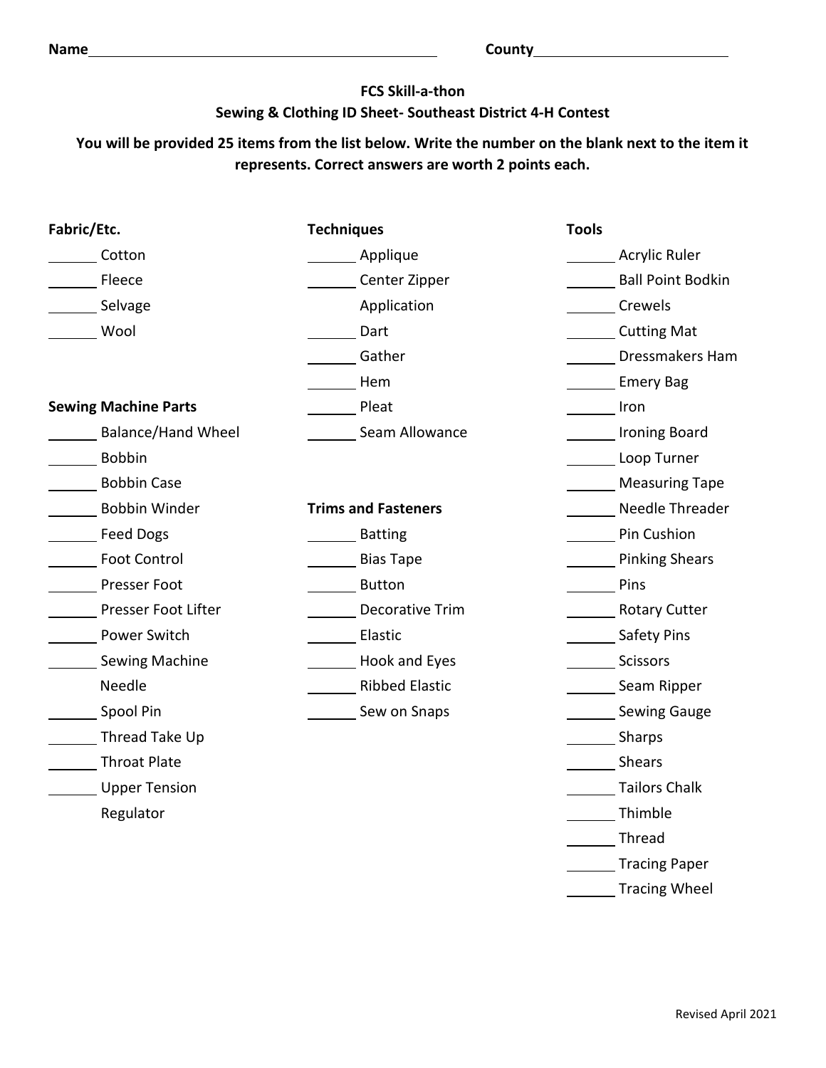Name______________________________ County____________________

**FCS Skill-a-thon**
**Sewing & Clothing ID Sheet- Southeast District 4-H Contest**

**You will be provided 25 items from the list below. Write the number on the blank next to the item it represents. Correct answers are worth 2 points each.**

**Fabric/Etc.**

______ Cotton
______ Fleece
______ Selvage
______ Wool

**Sewing Machine Parts**

______ Balance/Hand Wheel
______ Bobbin
______ Bobbin Case
______ Bobbin Winder
______ Feed Dogs
______ Foot Control
______ Presser Foot
______ Presser Foot Lifter
______ Power Switch
______ Sewing Machine Needle
______ Spool Pin
______ Thread Take Up
______ Throat Plate
______ Upper Tension Regulator

**Techniques**

______ Applique
______ Center Zipper Application
______ Dart
______ Gather
______ Hem
______ Pleat
______ Seam Allowance

**Trims and Fasteners**

______ Batting
______ Bias Tape
______ Button
______ Decorative Trim
______ Elastic
______ Hook and Eyes
______ Ribbed Elastic
______ Sew on Snaps

**Tools**

______ Acrylic Ruler
______ Ball Point Bodkin
______ Crewels
______ Cutting Mat
______ Dressmakers Ham
______ Emery Bag
______ Iron
______ Ironing Board
______ Loop Turner
______ Measuring Tape
______ Needle Threader
______ Pin Cushion
______ Pinking Shears
______ Pins
______ Rotary Cutter
______ Safety Pins
______ Scissors
______ Seam Ripper
______ Sewing Gauge
______ Sharps
______ Shears
______ Tailors Chalk
______ Thimble
______ Thread
______ Tracing Paper
______ Tracing Wheel

Revised April 2021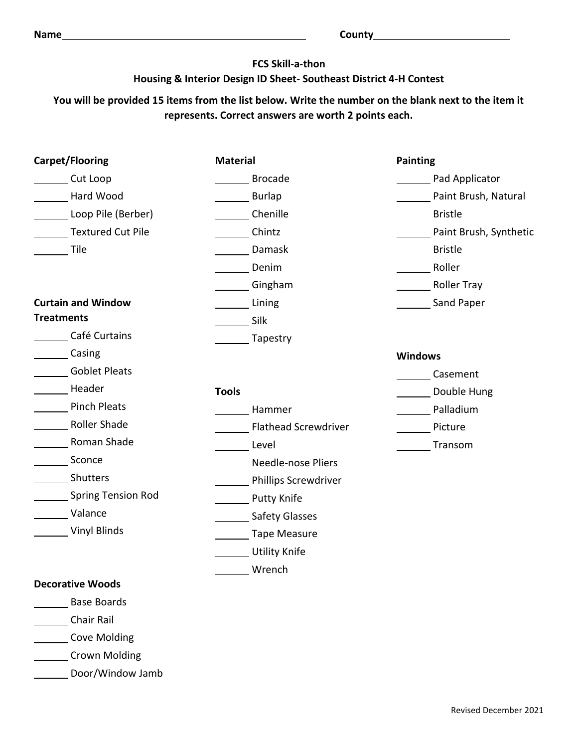Name______________________________ County____________________

**FCS Skill-a-thon**

**Housing & Interior Design ID Sheet- Southeast District 4-H Contest**

**You will be provided 15 items from the list below. Write the number on the blank next to the item it represents. Correct answers are worth 2 points each.**

**Carpet/Flooring**

______ Cut Loop
______ Hard Wood
______ Loop Pile (Berber)
______ Textured Cut Pile
______ Tile

**Curtain and Window Treatments**

______ Café Curtains
______ Casing
______ Goblet Pleats
______ Header
______ Pinch Pleats
______ Roller Shade
______ Roman Shade
______ Sconce
______ Shutters
______ Spring Tension Rod
______ Valance
______ Vinyl Blinds

**Decorative Woods**

______ Base Boards
______ Chair Rail
______ Cove Molding
______ Crown Molding
______ Door/Window Jamb

**Material**

______ Brocade
______ Burlap
______ Chenille
______ Chintz
______ Damask
______ Denim
______ Gingham
______ Lining
______ Silk
______ Tapestry

**Tools**

______ Hammer
______ Flathead Screwdriver
______ Level
______ Needle-nose Pliers
______ Phillips Screwdriver
______ Putty Knife
______ Safety Glasses
______ Tape Measure
______ Utility Knife
______ Wrench

**Painting**

______ Pad Applicator
______ Paint Brush, Natural Bristle
______ Paint Brush, Synthetic Bristle
______ Roller
______ Roller Tray
______ Sand Paper

**Windows**

______ Casement
______ Double Hung
______ Palladium
______ Picture
______ Transom

Revised December 2021